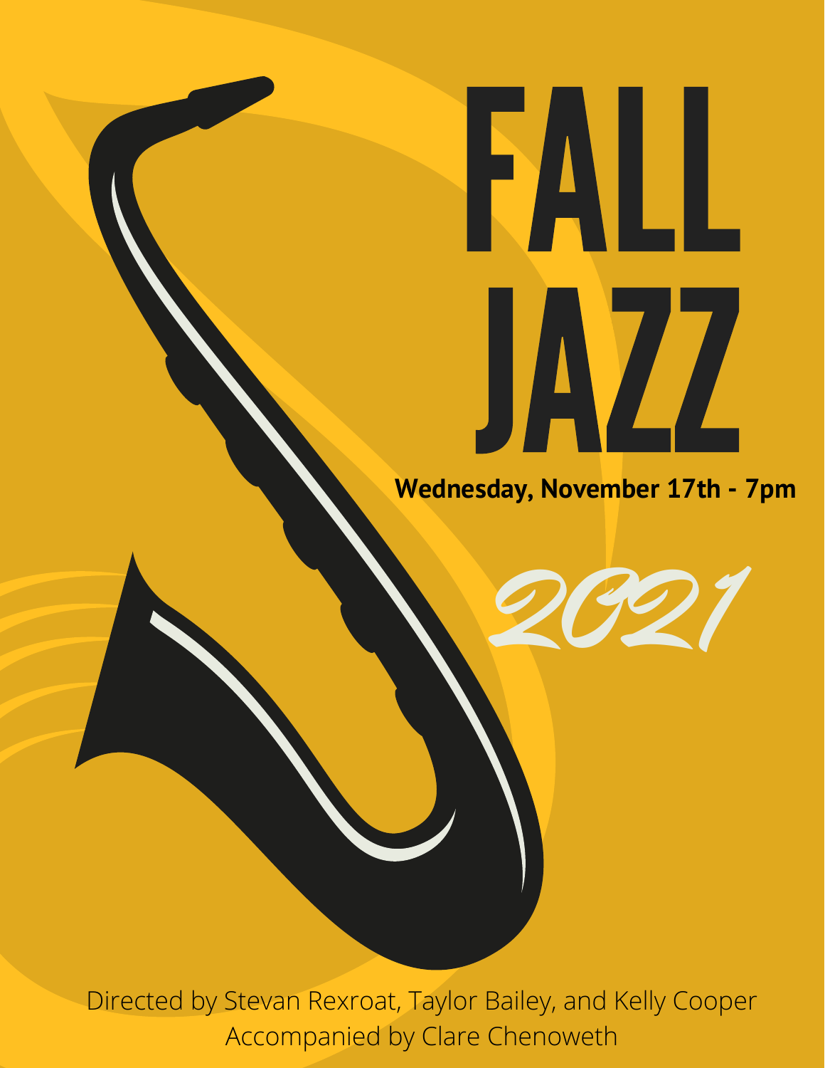# FALL JAZZ

**Wednesday, November 17th - 7pm**

*2021*

Directed by Stevan Rexroat, Taylor Bailey, and Kelly Cooper
Accompanied by Clare Chenoweth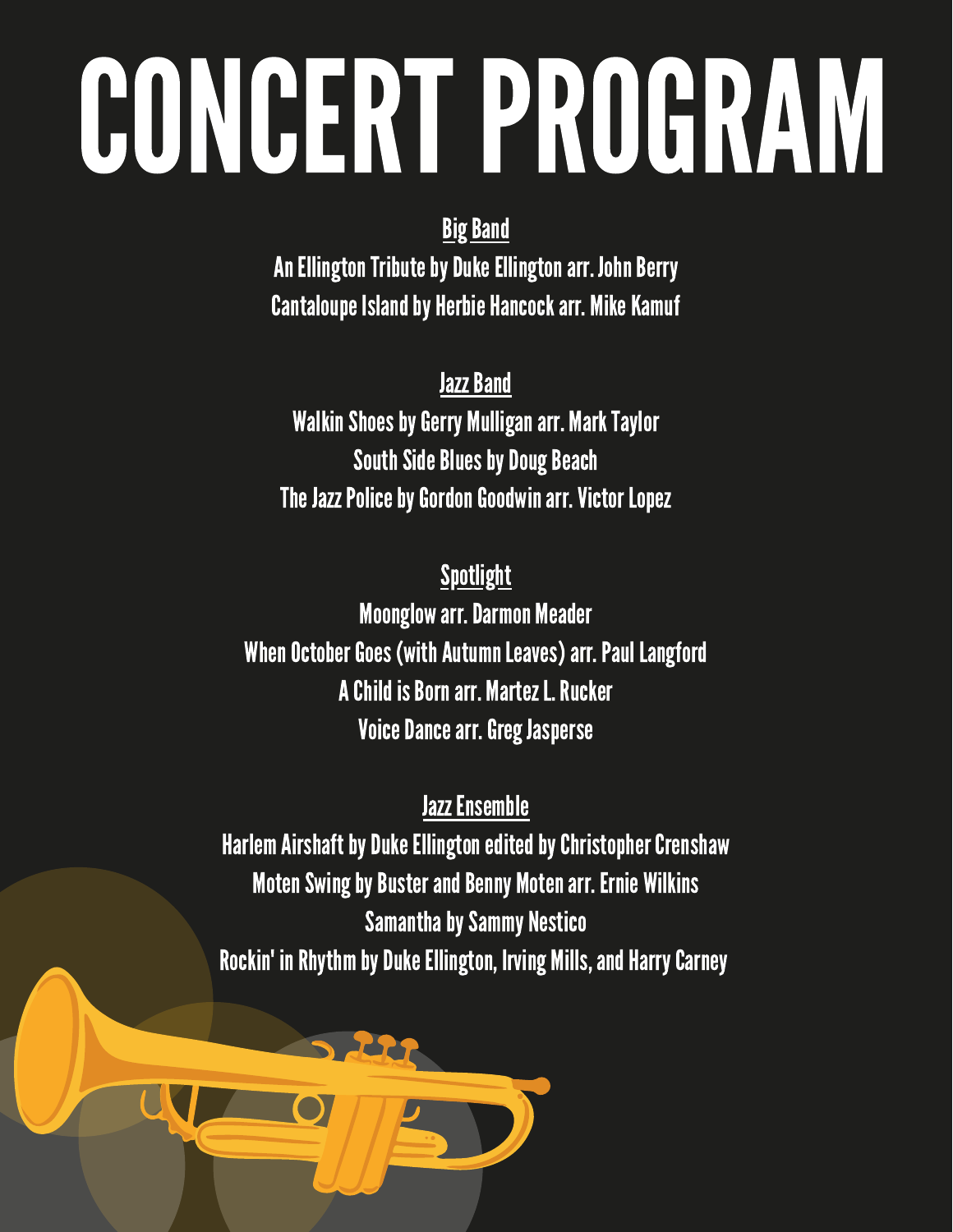# CONCERT PROGRAM

## Big Band

An Ellington Tribute by Duke Ellington arr. John Berry

Cantaloupe Island by Herbie Hancock arr. Mike Kamuf

## Jazz Band

Walkin Shoes by Gerry Mulligan arr. Mark Taylor

South Side Blues by Doug Beach

The Jazz Police by Gordon Goodwin arr. Victor Lopez

## Spotlight

Moonglow arr. Darmon Meader

When October Goes (with Autumn Leaves) arr. Paul Langford

A Child is Born arr. Martez L. Rucker

Voice Dance arr. Greg Jasperse

## Jazz Ensemble

Harlem Airshaft by Duke Ellington edited by Christopher Crenshaw

Moten Swing by Buster and Benny Moten arr. Ernie Wilkins

Samantha by Sammy Nestico

Rockin' in Rhythm by Duke Ellington, Irving Mills, and Harry Carney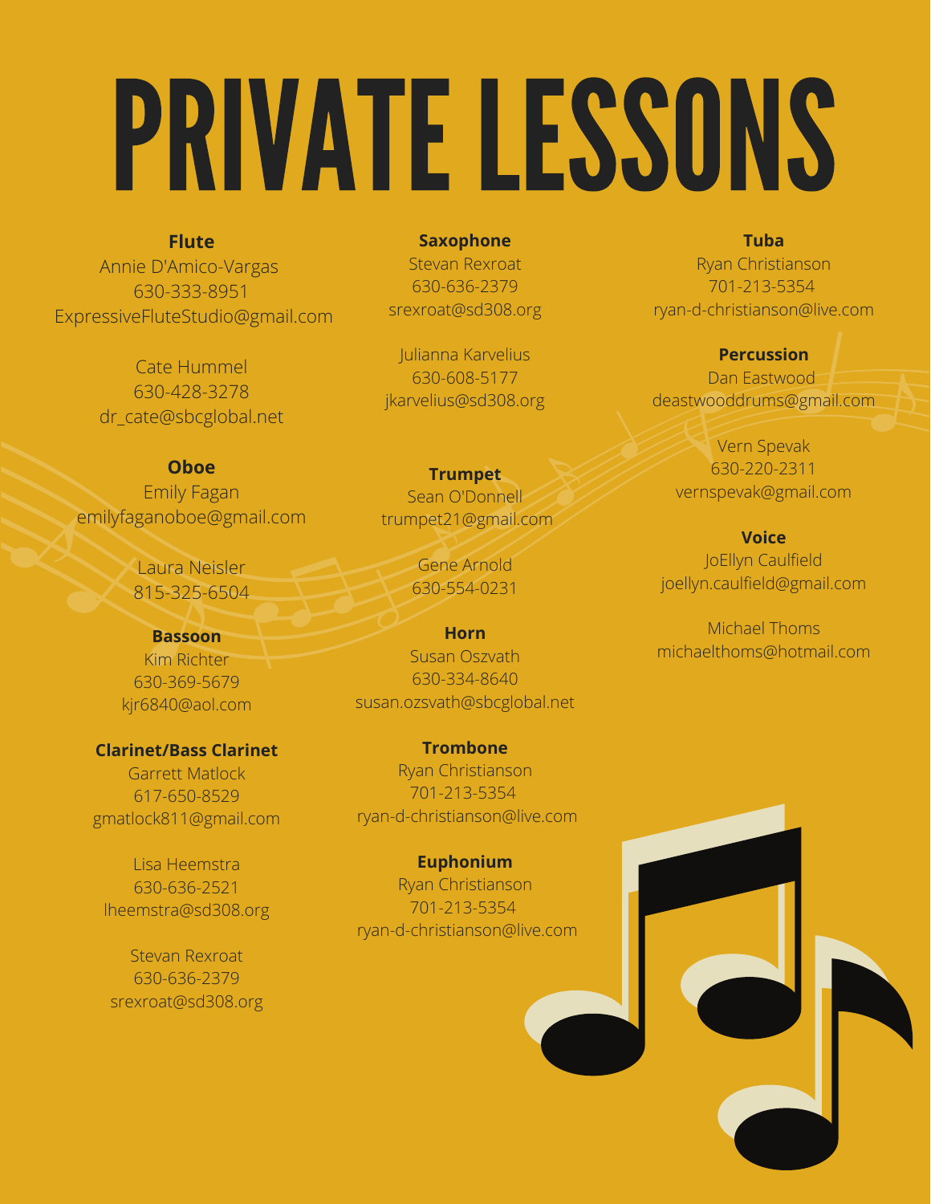# PRIVATE LESSONS

**Flute**

Annie D'Amico-Vargas
630-333-8951
ExpressiveFluteStudio@gmail.com

Cate Hummel
630-428-3278
dr_cate@sbcglobal.net

**Oboe**

Emily Fagan
emilyfaganoboe@gmail.com

Laura Neisler
815-325-6504

**Bassoon**

Kim Richter
630-369-5679
kjr6840@aol.com

**Clarinet/Bass Clarinet**

Garrett Matlock
617-650-8529
gmatlock811@gmail.com

Lisa Heemstra
630-636-2521
lheemstra@sd308.org

Stevan Rexroat
630-636-2379
srexroat@sd308.org

**Saxophone**

Stevan Rexroat
630-636-2379
srexroat@sd308.org

Julianna Karvelius
630-608-5177
jkarvelius@sd308.org

**Trumpet**

Sean O'Donnell
trumpet21@gmail.com

Gene Arnold
630-554-0231

**Horn**

Susan Oszvath
630-334-8640
susan.ozsvath@sbcglobal.net

**Trombone**

Ryan Christianson
701-213-5354
ryan-d-christianson@live.com

**Euphonium**

Ryan Christianson
701-213-5354
ryan-d-christianson@live.com

**Tuba**

Ryan Christianson
701-213-5354
ryan-d-christianson@live.com

**Percussion**

Dan Eastwood
deastwooddrums@gmail.com

Vern Spevak
630-220-2311
vernspevak@gmail.com

**Voice**

JoEllyn Caulfield
joellyn.caulfield@gmail.com

Michael Thoms
michaelthoms@hotmail.com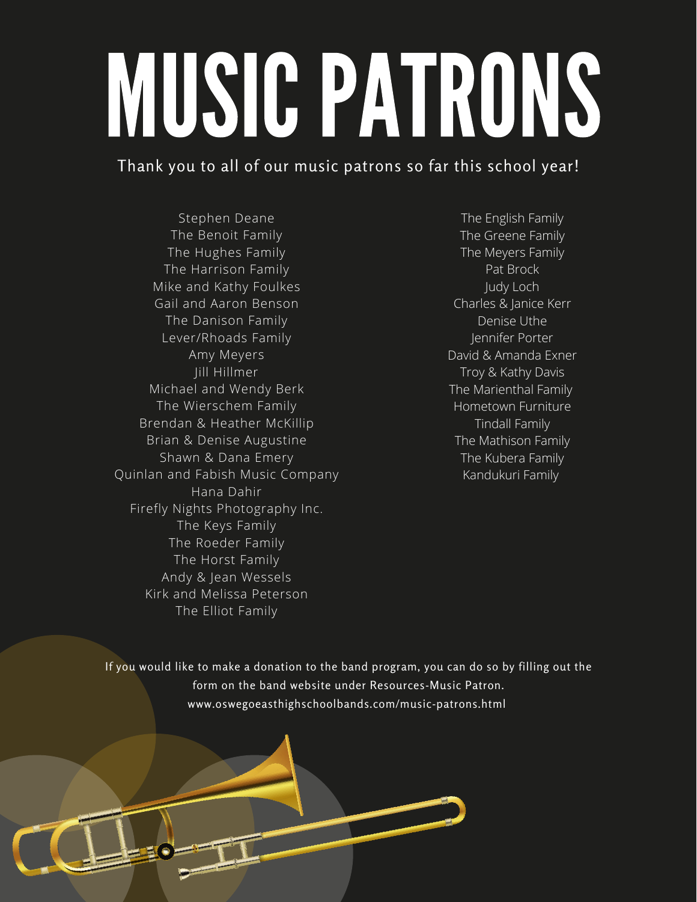# MUSIC PATRONS

Thank you to all of our music patrons so far this school year!

Stephen Deane
The Benoit Family
The Hughes Family
The Harrison Family
Mike and Kathy Foulkes
Gail and Aaron Benson
The Danison Family
Lever/Rhoads Family
Amy Meyers
Jill Hillmer
Michael and Wendy Berk
The Wierschem Family
Brendan & Heather McKillip
Brian & Denise Augustine
Shawn & Dana Emery
Quinlan and Fabish Music Company
Hana Dahir
Firefly Nights Photography Inc.
The Keys Family
The Roeder Family
The Horst Family
Andy & Jean Wessels
Kirk and Melissa Peterson
The Elliot Family

The English Family
The Greene Family
The Meyers Family
Pat Brock
Judy Loch
Charles & Janice Kerr
Denise Uthe
Jennifer Porter
David & Amanda Exner
Troy & Kathy Davis
The Marienthal Family
Hometown Furniture
Tindall Family
The Mathison Family
The Kubera Family
Kandukuri Family

If you would like to make a donation to the band program, you can do so by filling out the form on the band website under Resources-Music Patron.
www.oswegoeasthighschoolbands.com/music-patrons.html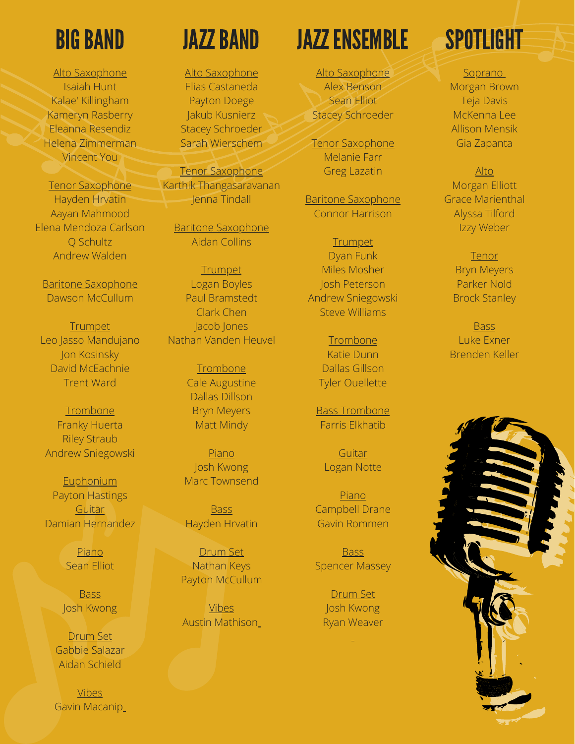# BIG BAND

Alto Saxophone
Isaiah Hunt
Kalae' Killingham
Kameryn Rasberry
Eleanna Resendiz
Helena Zimmerman
Vincent You

Tenor Saxophone
Hayden Hrvatin
Aayan Mahmood
Elena Mendoza Carlson
Q Schultz
Andrew Walden

Baritone Saxophone
Dawson McCullum

Trumpet
Leo Jasso Mandujano
Jon Kosinsky
David McEachnie
Trent Ward

Trombone
Franky Huerta
Riley Straub
Andrew Sniegowski

Euphonium
Payton Hastings

Guitar
Damian Hernandez

Piano
Sean Elliot

Bass
Josh Kwong

Drum Set
Gabbie Salazar
Aidan Schield

Vibes
Gavin Macanip

# JAZZ BAND

Alto Saxophone
Elias Castaneda
Payton Doege
Jakub Kusnierz
Stacey Schroeder
Sarah Wierschem

Tenor Saxophone
Karthik Thangasaravanan
Jenna Tindall

Baritone Saxophone
Aidan Collins

Trumpet
Logan Boyles
Paul Bramstedt
Clark Chen
Jacob Jones
Nathan Vanden Heuvel

Trombone
Cale Augustine
Dallas Dillson
Bryn Meyers
Matt Mindy

Piano
Josh Kwong
Marc Townsend

Bass
Hayden Hrvatin

Drum Set
Nathan Keys
Payton McCullum

Vibes
Austin Mathison

# JAZZ ENSEMBLE

Alto Saxophone
Alex Benson
Sean Elliot
Stacey Schroeder

Tenor Saxophone
Melanie Farr
Greg Lazatin

Baritone Saxophone
Connor Harrison

Trumpet
Dyan Funk
Miles Mosher
Josh Peterson
Andrew Sniegowski
Steve Williams

Trombone
Katie Dunn
Dallas Gillson
Tyler Ouellette

Bass Trombone
Farris Elkhatib

Guitar
Logan Notte

Piano
Campbell Drane
Gavin Rommen

Bass
Spencer Massey

Drum Set
Josh Kwong
Ryan Weaver

# SPOTLIGHT

Soprano
Morgan Brown
Teja Davis
McKenna Lee
Allison Mensik
Gia Zapanta

Alto
Morgan Elliott
Grace Marienthal
Alyssa Tilford
Izzy Weber

Tenor
Bryn Meyers
Parker Nold
Brock Stanley

Bass
Luke Exner
Brenden Keller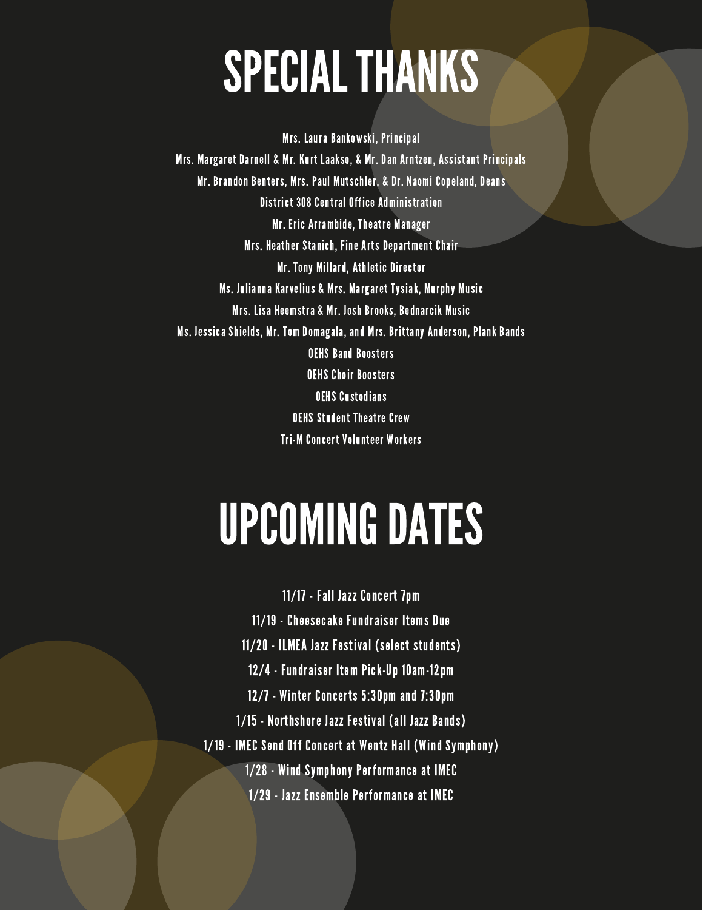# SPECIAL THANKS

Mrs. Laura Bankowski, Principal

Mrs. Margaret Darnell & Mr. Kurt Laakso, & Mr. Dan Arntzen, Assistant Principals

Mr. Brandon Benters, Mrs. Paul Mutschler, & Dr. Naomi Copeland, Deans

District 308 Central Office Administration

Mr. Eric Arrambide, Theatre Manager

Mrs. Heather Stanich, Fine Arts Department Chair

Mr. Tony Millard, Athletic Director

Ms. Julianna Karvelius & Mrs. Margaret Tysiak, Murphy Music

Mrs. Lisa Heemstra & Mr. Josh Brooks, Bednarcik Music

Ms. Jessica Shields, Mr. Tom Domagala, and Mrs. Brittany Anderson, Plank Bands

OEHS Band Boosters

OEHS Choir Boosters

OEHS Custodians

OEHS Student Theatre Crew

Tri-M Concert Volunteer Workers

# UPCOMING DATES

11/17 - Fall Jazz Concert 7pm

11/19 - Cheesecake Fundraiser Items Due

11/20 - ILMEA Jazz Festival (select students)

12/4 - Fundraiser Item Pick-Up 10am-12pm

12/7 - Winter Concerts 5:30pm and 7:30pm

1/15 - Northshore Jazz Festival (all Jazz Bands)

1/19 - IMEC Send Off Concert at Wentz Hall (Wind Symphony)

1/28 - Wind Symphony Performance at IMEC

1/29 - Jazz Ensemble Performance at IMEC